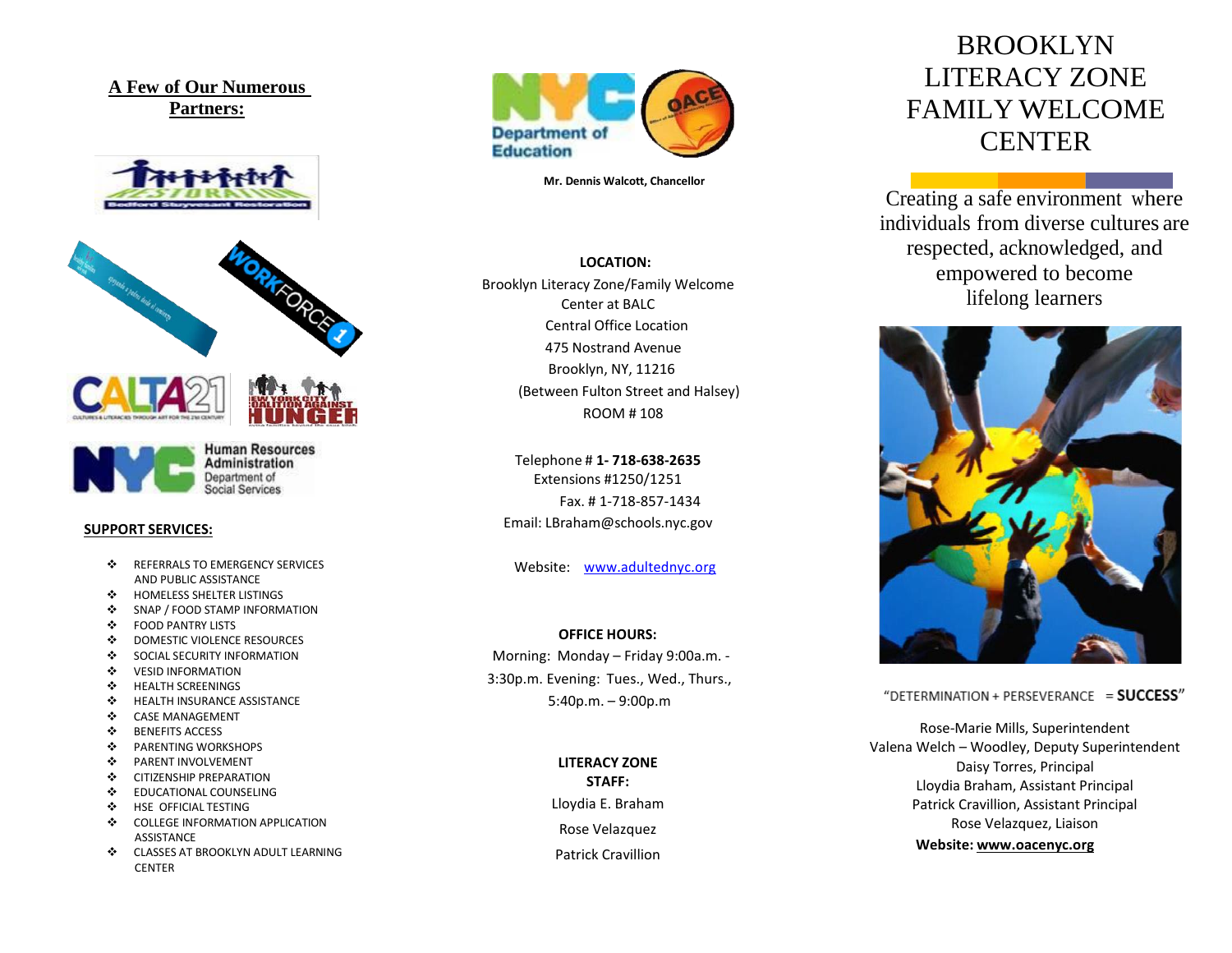## A Few of Our Numerous Partners:

## SUPPORT SERVICES:

- REFERRALS TO EMERGENCY SERVICES AND PUBLIC ASSISTANCE
- HOMELESS SHELTER LISTINGS
- SNAP / FOOD STAMP INFORMATION
- FOOD PANTRY LISTS
- DOMESTIC VIOLENCE RESOURCES
- SOCIAL SECURITY INFORMATION
- VESID INFORMATION
- HEALTH SCREENINGS
- HEALTH INSURANCE ASSISTANCE
- CASE MANAGEMENT
- BENEFITS ACCESS
- PARENTING WORKSHOPS
- PARENT INVOLVEMENT
- CITIZENSHIP PREPARATION
- EDUCATIONAL COUNSELING
- HSE OFFICIAL TESTING
- COLLEGE INFORMATION APPLICATION ASSISTANCE
- CLASSES AT BROOKLYN ADULT LEARNING CENTER

Mr. Dennis Walcott, Chancellor

**LOCATION:**

Brooklyn Literacy Zone/Family Welcome Center at BALC
Central Office Location
475 Nostrand Avenue
Brooklyn, NY, 11216
(Between Fulton Street and Halsey)
ROOM # 108

Telephone # **1- 718-638-2635**
Extensions #1250/1251
Fax. # 1-718-857-1434
Email: LBraham@schools.nyc.gov

Website: www.adultednyc.org

**OFFICE HOURS:**

Morning: Monday – Friday 9:00a.m. - 3:30p.m. Evening: Tues., Wed., Thurs., 5:40p.m. – 9:00p.m

**LITERACY ZONE STAFF:**

Lloydia E. Braham

Rose Velazquez

Patrick Cravillion

# BROOKLYN LITERACY ZONE FAMILY WELCOME CENTER

Creating a safe environment where individuals from diverse cultures are respected, acknowledged, and empowered to become lifelong learners

"DETERMINATION + PERSEVERANCE = **SUCCESS**"

Rose-Marie Mills, Superintendent
Valena Welch – Woodley, Deputy Superintendent
Daisy Torres, Principal
Lloydia Braham, Assistant Principal
Patrick Cravillion, Assistant Principal
Rose Velazquez, Liaison

**Website: www.oacenyc.org**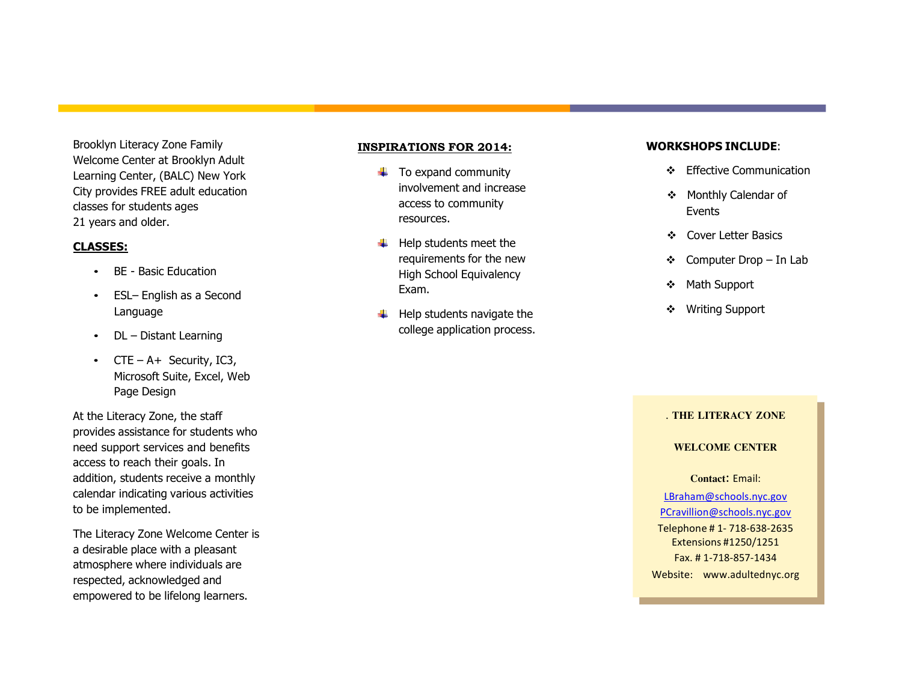Brooklyn Literacy Zone Family Welcome Center at Brooklyn Adult Learning Center, (BALC) New York City provides FREE adult education classes for students ages 21 years and older.

**CLASSES:**

- BE - Basic Education
- ESL– English as a Second Language
- DL – Distant Learning
- CTE – A+ Security, IC3, Microsoft Suite, Excel, Web Page Design

At the Literacy Zone, the staff provides assistance for students who need support services and benefits access to reach their goals. In addition, students receive a monthly calendar indicating various activities to be implemented.

The Literacy Zone Welcome Center is a desirable place with a pleasant atmosphere where individuals are respected, acknowledged and empowered to be lifelong learners.

**INSPIRATIONS FOR 2014:**

- To expand community involvement and increase access to community resources.
- Help students meet the requirements for the new High School Equivalency Exam.
- Help students navigate the college application process.

**WORKSHOPS INCLUDE:**

- Effective Communication
- Monthly Calendar of Events
- Cover Letter Basics
- Computer Drop – In Lab
- Math Support
- Writing Support

. **THE LITERACY ZONE**

**WELCOME CENTER**

**Contact:** Email:

LBraham@schools.nyc.gov

PCravillion@schools.nyc.gov

Telephone # 1- 718-638-2635
Extensions #1250/1251

Fax. # 1-718-857-1434

Website: www.adultednyc.org